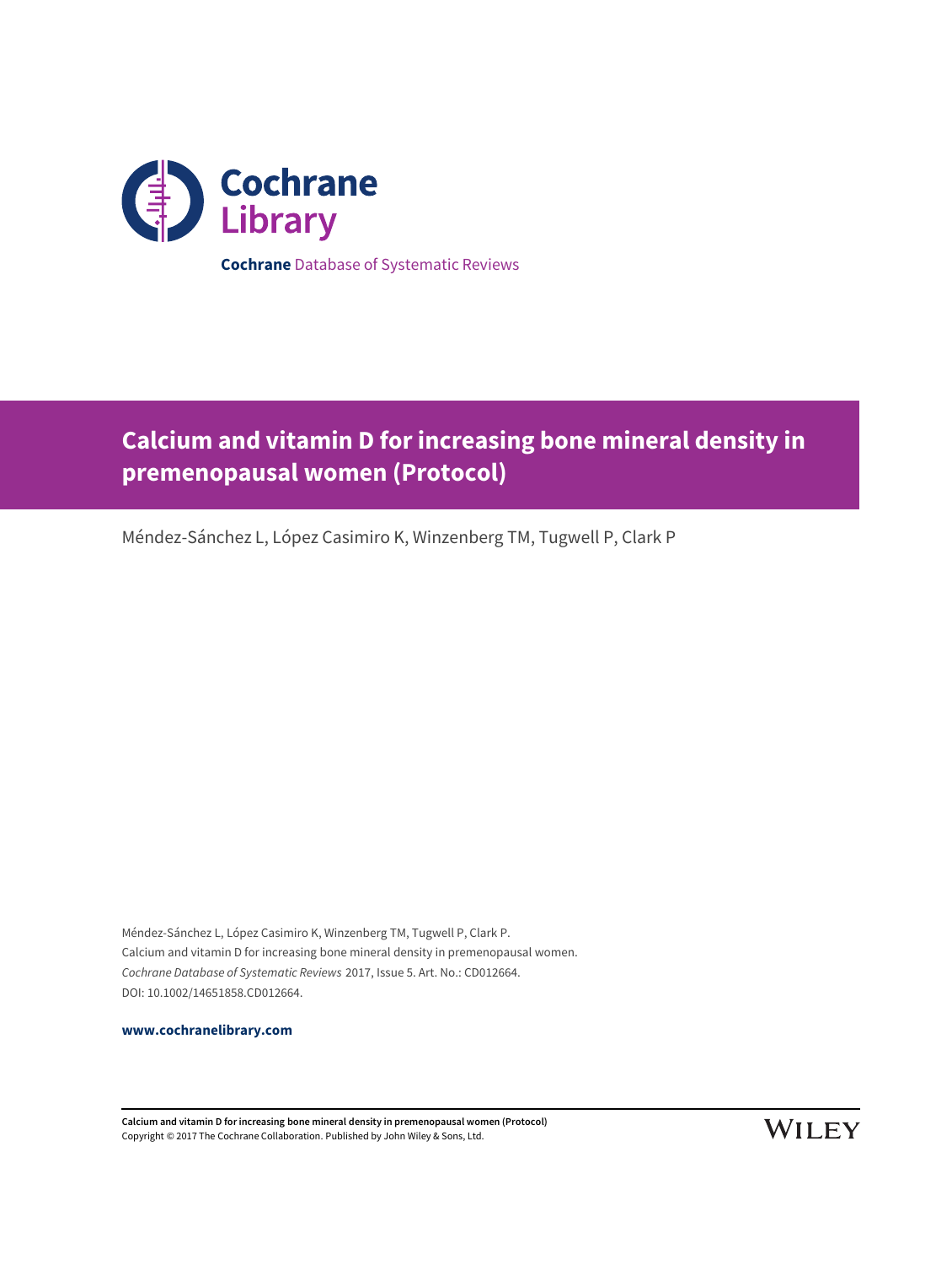**Cochrane** Database of Systematic Reviews

# Calcium and vitamin D for increasing bone mineral density in premenopausal women (Protocol)

Méndez-Sánchez L, López Casimiro K, Winzenberg TM, Tugwell P, Clark P

Méndez-Sánchez L, López Casimiro K, Winzenberg TM, Tugwell P, Clark P.
Calcium and vitamin D for increasing bone mineral density in premenopausal women.
*Cochrane Database of Systematic Reviews* 2017, Issue 5. Art. No.: CD012664.
DOI: 10.1002/14651858.CD012664.

**www.cochranelibrary.com**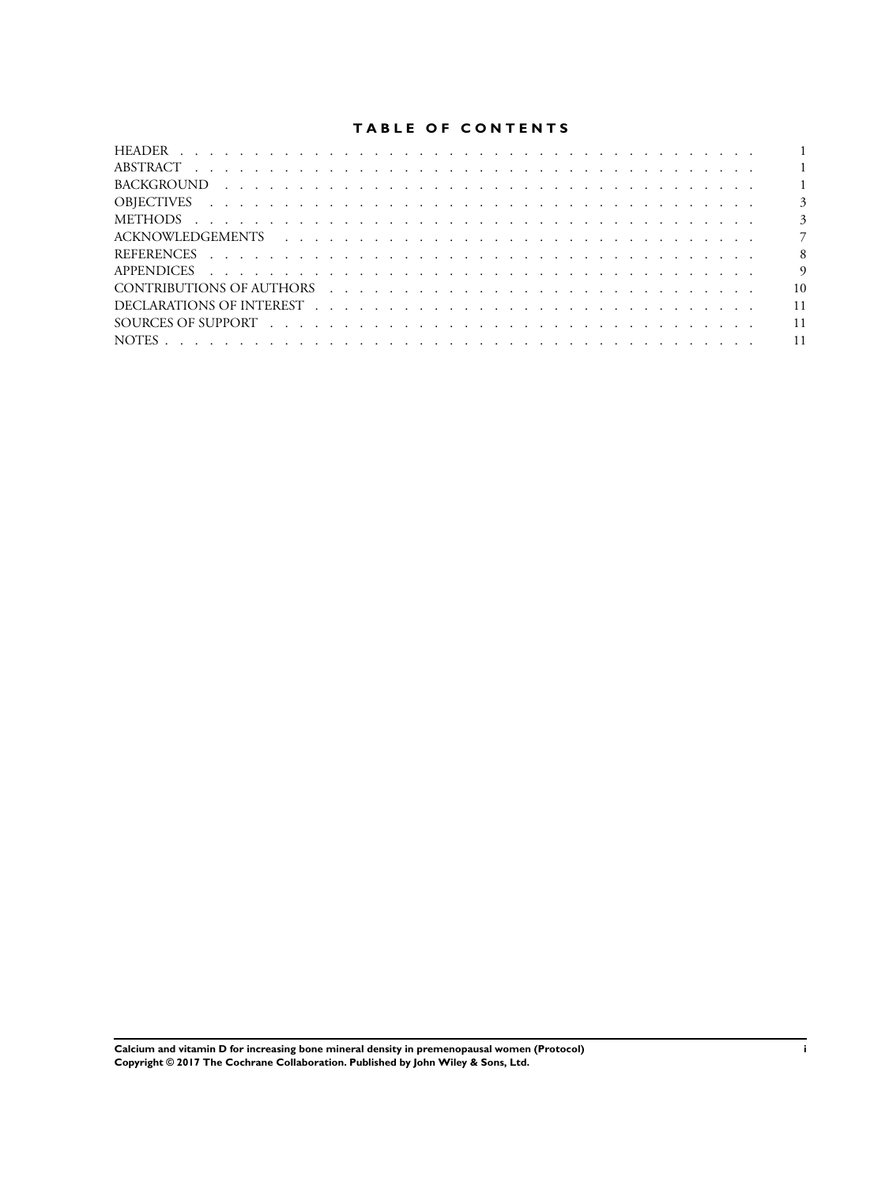# TABLE OF CONTENTS

| | |
|---|---|
| HEADER | 1 |
| ABSTRACT | 1 |
| BACKGROUND | 1 |
| OBJECTIVES | 3 |
| METHODS | 3 |
| ACKNOWLEDGEMENTS | 7 |
| REFERENCES | 8 |
| APPENDICES | 9 |
| CONTRIBUTIONS OF AUTHORS | 10 |
| DECLARATIONS OF INTEREST | 11 |
| SOURCES OF SUPPORT | 11 |
| NOTES | 11 |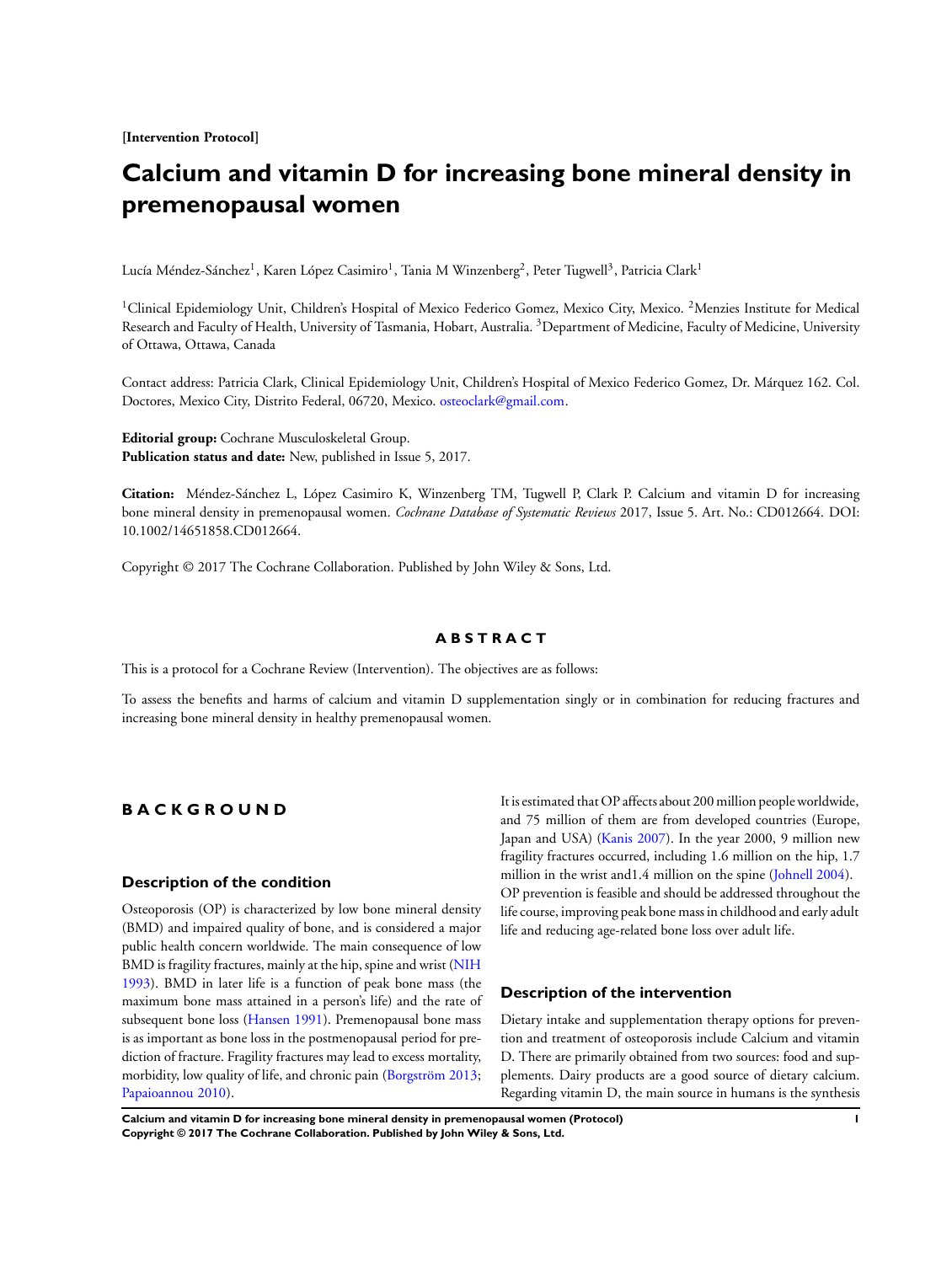**[Intervention Protocol]**

# Calcium and vitamin D for increasing bone mineral density in premenopausal women

Lucía Méndez-Sánchez[1], Karen López Casimiro[1], Tania M Winzenberg[2], Peter Tugwell[3], Patricia Clark[1]

[1]Clinical Epidemiology Unit, Children's Hospital of Mexico Federico Gomez, Mexico City, Mexico. [2]Menzies Institute for Medical Research and Faculty of Health, University of Tasmania, Hobart, Australia. [3]Department of Medicine, Faculty of Medicine, University of Ottawa, Ottawa, Canada

Contact address: Patricia Clark, Clinical Epidemiology Unit, Children's Hospital of Mexico Federico Gomez, Dr. Márquez 162. Col. Doctores, Mexico City, Distrito Federal, 06720, Mexico. osteoclark@gmail.com.

**Editorial group:** Cochrane Musculoskeletal Group.
**Publication status and date:** New, published in Issue 5, 2017.

**Citation:** Méndez-Sánchez L, López Casimiro K, Winzenberg TM, Tugwell P, Clark P. Calcium and vitamin D for increasing bone mineral density in premenopausal women. *Cochrane Database of Systematic Reviews* 2017, Issue 5. Art. No.: CD012664. DOI: 10.1002/14651858.CD012664.

Copyright © 2017 The Cochrane Collaboration. Published by John Wiley & Sons, Ltd.

## ABSTRACT

This is a protocol for a Cochrane Review (Intervention). The objectives are as follows:

To assess the benefits and harms of calcium and vitamin D supplementation singly or in combination for reducing fractures and increasing bone mineral density in healthy premenopausal women.

## BACKGROUND

### Description of the condition

Osteoporosis (OP) is characterized by low bone mineral density (BMD) and impaired quality of bone, and is considered a major public health concern worldwide. The main consequence of low BMD is fragility fractures, mainly at the hip, spine and wrist (NIH 1993). BMD in later life is a function of peak bone mass (the maximum bone mass attained in a person's life) and the rate of subsequent bone loss (Hansen 1991). Premenopausal bone mass is as important as bone loss in the postmenopausal period for prediction of fracture. Fragility fractures may lead to excess mortality, morbidity, low quality of life, and chronic pain (Borgström 2013; Papaioannou 2010).

It is estimated that OP affects about 200 million people worldwide, and 75 million of them are from developed countries (Europe, Japan and USA) (Kanis 2007). In the year 2000, 9 million new fragility fractures occurred, including 1.6 million on the hip, 1.7 million in the wrist and1.4 million on the spine (Johnell 2004). OP prevention is feasible and should be addressed throughout the life course, improving peak bone mass in childhood and early adult life and reducing age-related bone loss over adult life.

### Description of the intervention

Dietary intake and supplementation therapy options for prevention and treatment of osteoporosis include Calcium and vitamin D. There are primarily obtained from two sources: food and supplements. Dairy products are a good source of dietary calcium. Regarding vitamin D, the main source in humans is the synthesis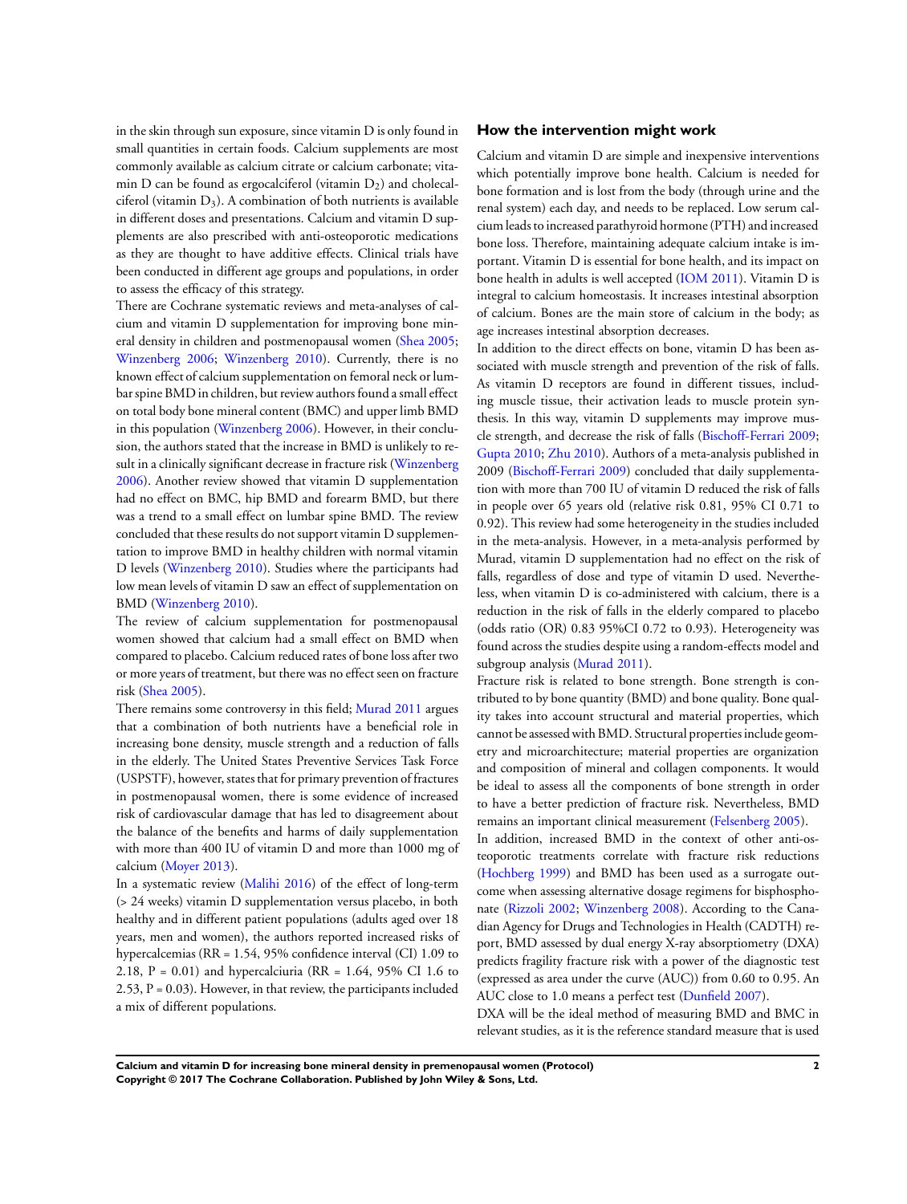in the skin through sun exposure, since vitamin D is only found in small quantities in certain foods. Calcium supplements are most commonly available as calcium citrate or calcium carbonate; vitamin D can be found as ergocalciferol (vitamin $D_2$) and cholecalciferol (vitamin $D_3$). A combination of both nutrients is available in different doses and presentations. Calcium and vitamin D supplements are also prescribed with anti-osteoporotic medications as they are thought to have additive effects. Clinical trials have been conducted in different age groups and populations, in order to assess the efficacy of this strategy.

There are Cochrane systematic reviews and meta-analyses of calcium and vitamin D supplementation for improving bone mineral density in children and postmenopausal women (Shea 2005; Winzenberg 2006; Winzenberg 2010). Currently, there is no known effect of calcium supplementation on femoral neck or lumbar spine BMD in children, but review authors found a small effect on total body bone mineral content (BMC) and upper limb BMD in this population (Winzenberg 2006). However, in their conclusion, the authors stated that the increase in BMD is unlikely to result in a clinically significant decrease in fracture risk (Winzenberg 2006). Another review showed that vitamin D supplementation had no effect on BMC, hip BMD and forearm BMD, but there was a trend to a small effect on lumbar spine BMD. The review concluded that these results do not support vitamin D supplementation to improve BMD in healthy children with normal vitamin D levels (Winzenberg 2010). Studies where the participants had low mean levels of vitamin D saw an effect of supplementation on BMD (Winzenberg 2010).

The review of calcium supplementation for postmenopausal women showed that calcium had a small effect on BMD when compared to placebo. Calcium reduced rates of bone loss after two or more years of treatment, but there was no effect seen on fracture risk (Shea 2005).

There remains some controversy in this field; Murad 2011 argues that a combination of both nutrients have a beneficial role in increasing bone density, muscle strength and a reduction of falls in the elderly. The United States Preventive Services Task Force (USPSTF), however, states that for primary prevention of fractures in postmenopausal women, there is some evidence of increased risk of cardiovascular damage that has led to disagreement about the balance of the benefits and harms of daily supplementation with more than 400 IU of vitamin D and more than 1000 mg of calcium (Moyer 2013).

In a systematic review (Malihi 2016) of the effect of long-term (> 24 weeks) vitamin D supplementation versus placebo, in both healthy and in different patient populations (adults aged over 18 years, men and women), the authors reported increased risks of hypercalcemias (RR = 1.54, 95% confidence interval (CI) 1.09 to 2.18, P = 0.01) and hypercalciuria (RR = 1.64, 95% CI 1.6 to 2.53, P = 0.03). However, in that review, the participants included a mix of different populations.

## How the intervention might work

Calcium and vitamin D are simple and inexpensive interventions which potentially improve bone health. Calcium is needed for bone formation and is lost from the body (through urine and the renal system) each day, and needs to be replaced. Low serum calcium leads to increased parathyroid hormone (PTH) and increased bone loss. Therefore, maintaining adequate calcium intake is important. Vitamin D is essential for bone health, and its impact on bone health in adults is well accepted (IOM 2011). Vitamin D is integral to calcium homeostasis. It increases intestinal absorption of calcium. Bones are the main store of calcium in the body; as age increases intestinal absorption decreases.

In addition to the direct effects on bone, vitamin D has been associated with muscle strength and prevention of the risk of falls. As vitamin D receptors are found in different tissues, including muscle tissue, their activation leads to muscle protein synthesis. In this way, vitamin D supplements may improve muscle strength, and decrease the risk of falls (Bischoff-Ferrari 2009; Gupta 2010; Zhu 2010). Authors of a meta-analysis published in 2009 (Bischoff-Ferrari 2009) concluded that daily supplementation with more than 700 IU of vitamin D reduced the risk of falls in people over 65 years old (relative risk 0.81, 95% CI 0.71 to 0.92). This review had some heterogeneity in the studies included in the meta-analysis. However, in a meta-analysis performed by Murad, vitamin D supplementation had no effect on the risk of falls, regardless of dose and type of vitamin D used. Nevertheless, when vitamin D is co-administered with calcium, there is a reduction in the risk of falls in the elderly compared to placebo (odds ratio (OR) 0.83 95%CI 0.72 to 0.93). Heterogeneity was found across the studies despite using a random-effects model and subgroup analysis (Murad 2011).

Fracture risk is related to bone strength. Bone strength is contributed to by bone quantity (BMD) and bone quality. Bone quality takes into account structural and material properties, which cannot be assessed with BMD. Structural properties include geometry and microarchitecture; material properties are organization and composition of mineral and collagen components. It would be ideal to assess all the components of bone strength in order to have a better prediction of fracture risk. Nevertheless, BMD remains an important clinical measurement (Felsenberg 2005).

In addition, increased BMD in the context of other anti-osteoporotic treatments correlate with fracture risk reductions (Hochberg 1999) and BMD has been used as a surrogate outcome when assessing alternative dosage regimens for bisphosphonate (Rizzoli 2002; Winzenberg 2008). According to the Canadian Agency for Drugs and Technologies in Health (CADTH) report, BMD assessed by dual energy X-ray absorptiometry (DXA) predicts fragility fracture risk with a power of the diagnostic test (expressed as area under the curve (AUC)) from 0.60 to 0.95. An AUC close to 1.0 means a perfect test (Dunfield 2007).

DXA will be the ideal method of measuring BMD and BMC in relevant studies, as it is the reference standard measure that is used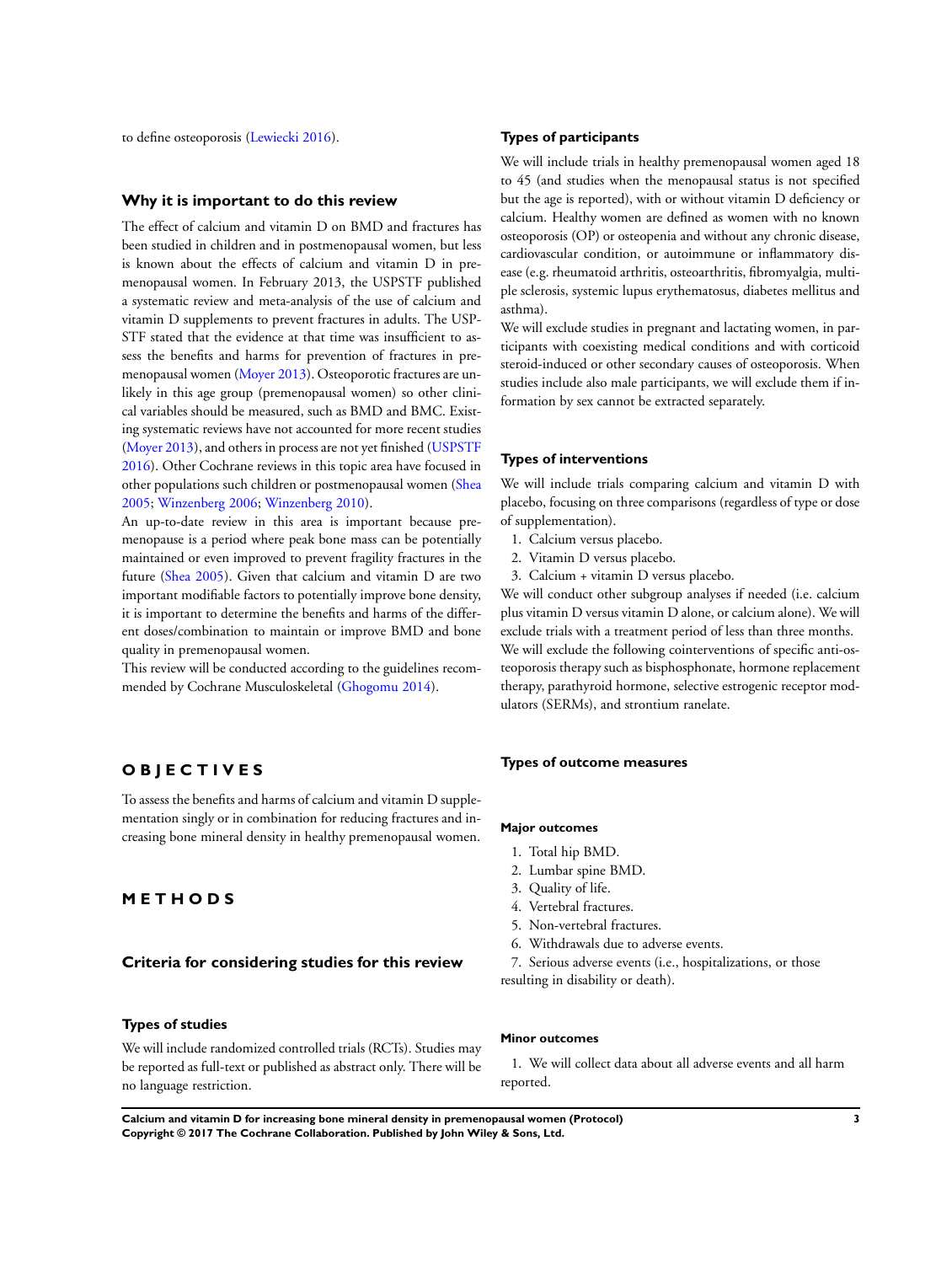to define osteoporosis (Lewiecki 2016).

## Why it is important to do this review

The effect of calcium and vitamin D on BMD and fractures has been studied in children and in postmenopausal women, but less is known about the effects of calcium and vitamin D in premenopausal women. In February 2013, the USPSTF published a systematic review and meta-analysis of the use of calcium and vitamin D supplements to prevent fractures in adults. The USPSTF stated that the evidence at that time was insufficient to assess the benefits and harms for prevention of fractures in premenopausal women (Moyer 2013). Osteoporotic fractures are unlikely in this age group (premenopausal women) so other clinical variables should be measured, such as BMD and BMC. Existing systematic reviews have not accounted for more recent studies (Moyer 2013), and others in process are not yet finished (USPSTF 2016). Other Cochrane reviews in this topic area have focused in other populations such children or postmenopausal women (Shea 2005; Winzenberg 2006; Winzenberg 2010).

An up-to-date review in this area is important because premenopause is a period where peak bone mass can be potentially maintained or even improved to prevent fragility fractures in the future (Shea 2005). Given that calcium and vitamin D are two important modifiable factors to potentially improve bone density, it is important to determine the benefits and harms of the different doses/combination to maintain or improve BMD and bone quality in premenopausal women.

This review will be conducted according to the guidelines recommended by Cochrane Musculoskeletal (Ghogomu 2014).

# OBJECTIVES

To assess the benefits and harms of calcium and vitamin D supplementation singly or in combination for reducing fractures and increasing bone mineral density in healthy premenopausal women.

# METHODS

## Criteria for considering studies for this review

### Types of studies

We will include randomized controlled trials (RCTs). Studies may be reported as full-text or published as abstract only. There will be no language restriction.

### Types of participants

We will include trials in healthy premenopausal women aged 18 to 45 (and studies when the menopausal status is not specified but the age is reported), with or without vitamin D deficiency or calcium. Healthy women are defined as women with no known osteoporosis (OP) or osteopenia and without any chronic disease, cardiovascular condition, or autoimmune or inflammatory disease (e.g. rheumatoid arthritis, osteoarthritis, fibromyalgia, multiple sclerosis, systemic lupus erythematosus, diabetes mellitus and asthma).

We will exclude studies in pregnant and lactating women, in participants with coexisting medical conditions and with corticoid steroid-induced or other secondary causes of osteoporosis. When studies include also male participants, we will exclude them if information by sex cannot be extracted separately.

### Types of interventions

We will include trials comparing calcium and vitamin D with placebo, focusing on three comparisons (regardless of type or dose of supplementation).

1. Calcium versus placebo.
2. Vitamin D versus placebo.
3. Calcium + vitamin D versus placebo.

We will conduct other subgroup analyses if needed (i.e. calcium plus vitamin D versus vitamin D alone, or calcium alone). We will exclude trials with a treatment period of less than three months.

We will exclude the following cointerventions of specific anti-osteoporosis therapy such as bisphosphonate, hormone replacement therapy, parathyroid hormone, selective estrogenic receptor modulators (SERMs), and strontium ranelate.

### Types of outcome measures

#### Major outcomes

1. Total hip BMD.
2. Lumbar spine BMD.
3. Quality of life.
4. Vertebral fractures.
5. Non-vertebral fractures.
6. Withdrawals due to adverse events.
7. Serious adverse events (i.e., hospitalizations, or those resulting in disability or death).

#### Minor outcomes

1. We will collect data about all adverse events and all harm reported.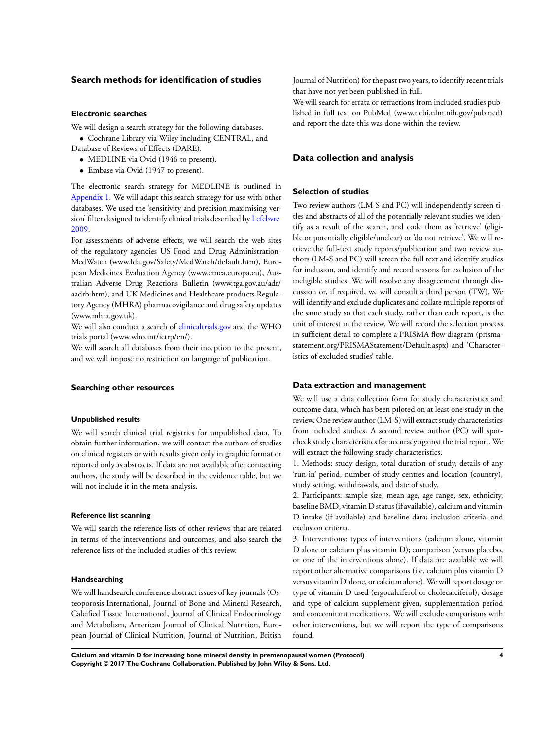## Search methods for identification of studies

### Electronic searches

We will design a search strategy for the following databases.

- Cochrane Library via Wiley including CENTRAL, and Database of Reviews of Effects (DARE).
- MEDLINE via Ovid (1946 to present).
- Embase via Ovid (1947 to present).

The electronic search strategy for MEDLINE is outlined in Appendix 1. We will adapt this search strategy for use with other databases. We used the 'sensitivity and precision maximising version' filter designed to identify clinical trials described by Lefebvre 2009.

For assessments of adverse effects, we will search the web sites of the regulatory agencies US Food and Drug Administration-MedWatch (www.fda.gov/Safety/MedWatch/default.htm), European Medicines Evaluation Agency (www.emea.europa.eu), Australian Adverse Drug Reactions Bulletin (www.tga.gov.au/adr/aadrb.htm), and UK Medicines and Healthcare products Regulatory Agency (MHRA) pharmacovigilance and drug safety updates (www.mhra.gov.uk).

We will also conduct a search of clinicaltrials.gov and the WHO trials portal (www.who.int/ictrp/en/).

We will search all databases from their inception to the present, and we will impose no restriction on language of publication.

### Searching other resources

#### Unpublished results

We will search clinical trial registries for unpublished data. To obtain further information, we will contact the authors of studies on clinical registers or with results given only in graphic format or reported only as abstracts. If data are not available after contacting authors, the study will be described in the evidence table, but we will not include it in the meta-analysis.

#### Reference list scanning

We will search the reference lists of other reviews that are related in terms of the interventions and outcomes, and also search the reference lists of the included studies of this review.

#### Handsearching

We will handsearch conference abstract issues of key journals (Osteoporosis International, Journal of Bone and Mineral Research, Calcified Tissue International, Journal of Clinical Endocrinology and Metabolism, American Journal of Clinical Nutrition, European Journal of Clinical Nutrition, Journal of Nutrition, British Journal of Nutrition) for the past two years, to identify recent trials that have not yet been published in full.

We will search for errata or retractions from included studies published in full text on PubMed (www.ncbi.nlm.nih.gov/pubmed) and report the date this was done within the review.

## Data collection and analysis

### Selection of studies

Two review authors (LM-S and PC) will independently screen titles and abstracts of all of the potentially relevant studies we identify as a result of the search, and code them as 'retrieve' (eligible or potentially eligible/unclear) or 'do not retrieve'. We will retrieve the full-text study reports/publication and two review authors (LM-S and PC) will screen the full text and identify studies for inclusion, and identify and record reasons for exclusion of the ineligible studies. We will resolve any disagreement through discussion or, if required, we will consult a third person (TW). We will identify and exclude duplicates and collate multiple reports of the same study so that each study, rather than each report, is the unit of interest in the review. We will record the selection process in sufficient detail to complete a PRISMA flow diagram (prisma-statement.org/PRISMAStatement/Default.aspx) and 'Characteristics of excluded studies' table.

### Data extraction and management

We will use a data collection form for study characteristics and outcome data, which has been piloted on at least one study in the review. One review author (LM-S) will extract study characteristics from included studies. A second review author (PC) will spot-check study characteristics for accuracy against the trial report. We will extract the following study characteristics.

1. Methods: study design, total duration of study, details of any 'run-in' period, number of study centres and location (country), study setting, withdrawals, and date of study.
2. Participants: sample size, mean age, age range, sex, ethnicity, baseline BMD, vitamin D status (if available), calcium and vitamin D intake (if available) and baseline data; inclusion criteria, and exclusion criteria.
3. Interventions: types of interventions (calcium alone, vitamin D alone or calcium plus vitamin D); comparison (versus placebo, or one of the interventions alone). If data are available we will report other alternative comparisons (i.e. calcium plus vitamin D versus vitamin D alone, or calcium alone). We will report dosage or type of vitamin D used (ergocalciferol or cholecalciferol), dosage and type of calcium supplement given, supplementation period and concomitant medications. We will exclude comparisons with other interventions, but we will report the type of comparisons found.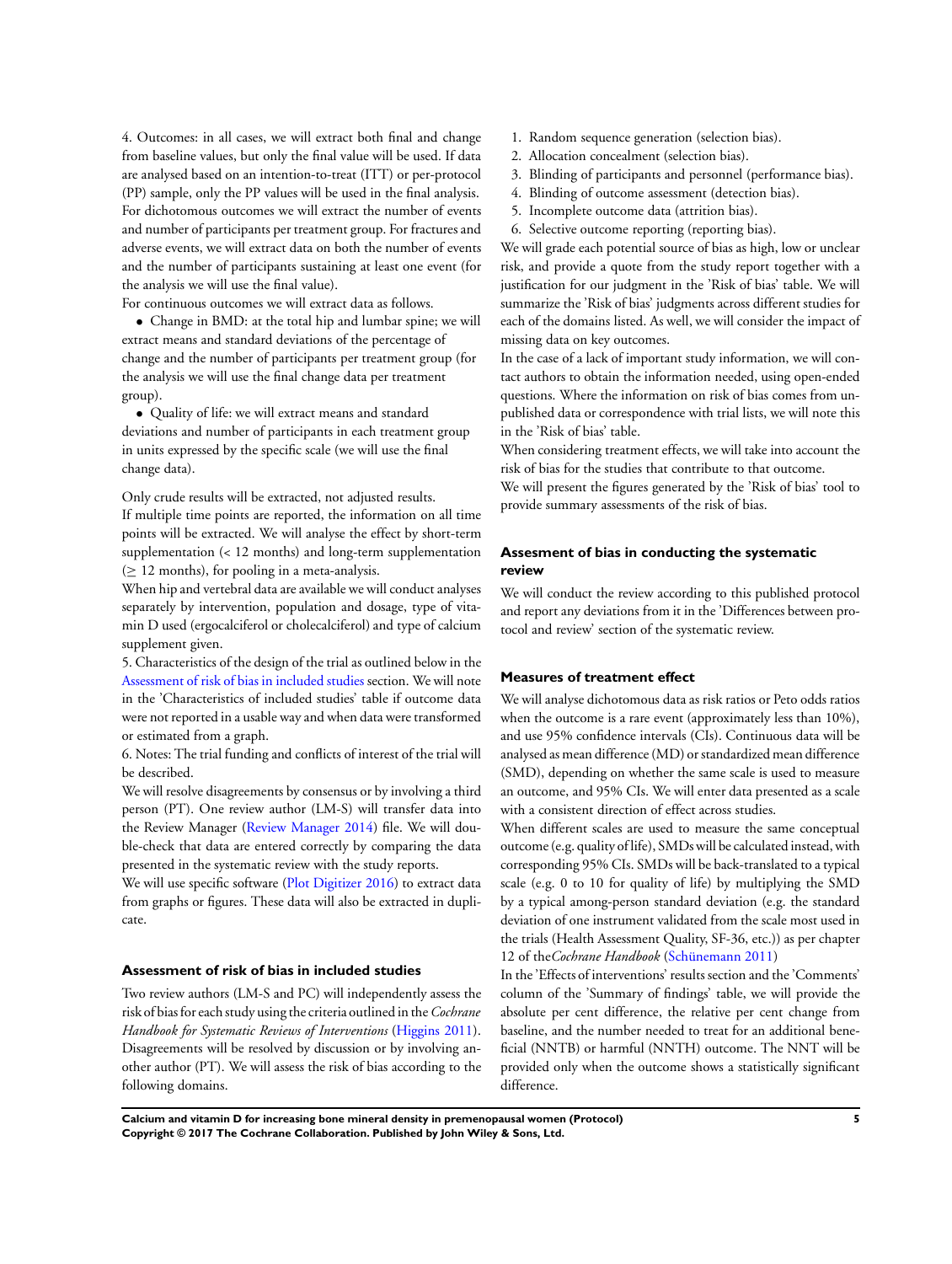4. Outcomes: in all cases, we will extract both final and change from baseline values, but only the final value will be used. If data are analysed based on an intention-to-treat (ITT) or per-protocol (PP) sample, only the PP values will be used in the final analysis. For dichotomous outcomes we will extract the number of events and number of participants per treatment group. For fractures and adverse events, we will extract data on both the number of events and the number of participants sustaining at least one event (for the analysis we will use the final value).

For continuous outcomes we will extract data as follows.

- Change in BMD: at the total hip and lumbar spine; we will extract means and standard deviations of the percentage of change and the number of participants per treatment group (for the analysis we will use the final change data per treatment group).
- Quality of life: we will extract means and standard deviations and number of participants in each treatment group in units expressed by the specific scale (we will use the final change data).

Only crude results will be extracted, not adjusted results.

If multiple time points are reported, the information on all time points will be extracted. We will analyse the effect by short-term supplementation (< 12 months) and long-term supplementation ($\geq$ 12 months), for pooling in a meta-analysis.

When hip and vertebral data are available we will conduct analyses separately by intervention, population and dosage, type of vitamin D used (ergocalciferol or cholecalciferol) and type of calcium supplement given.

5. Characteristics of the design of the trial as outlined below in the Assessment of risk of bias in included studies section. We will note in the 'Characteristics of included studies' table if outcome data were not reported in a usable way and when data were transformed or estimated from a graph.

6. Notes: The trial funding and conflicts of interest of the trial will be described.

We will resolve disagreements by consensus or by involving a third person (PT). One review author (LM-S) will transfer data into the Review Manager (Review Manager 2014) file. We will double-check that data are entered correctly by comparing the data presented in the systematic review with the study reports.

We will use specific software (Plot Digitizer 2016) to extract data from graphs or figures. These data will also be extracted in duplicate.

### Assessment of risk of bias in included studies

Two review authors (LM-S and PC) will independently assess the risk of bias for each study using the criteria outlined in the *Cochrane Handbook for Systematic Reviews of Interventions* (Higgins 2011). Disagreements will be resolved by discussion or by involving another author (PT). We will assess the risk of bias according to the following domains.

1. Random sequence generation (selection bias).
2. Allocation concealment (selection bias).
3. Blinding of participants and personnel (performance bias).
4. Blinding of outcome assessment (detection bias).
5. Incomplete outcome data (attrition bias).
6. Selective outcome reporting (reporting bias).

We will grade each potential source of bias as high, low or unclear risk, and provide a quote from the study report together with a justification for our judgment in the 'Risk of bias' table. We will summarize the 'Risk of bias' judgments across different studies for each of the domains listed. As well, we will consider the impact of missing data on key outcomes.

In the case of a lack of important study information, we will contact authors to obtain the information needed, using open-ended questions. Where the information on risk of bias comes from unpublished data or correspondence with trial lists, we will note this in the 'Risk of bias' table.

When considering treatment effects, we will take into account the risk of bias for the studies that contribute to that outcome.

We will present the figures generated by the 'Risk of bias' tool to provide summary assessments of the risk of bias.

### Assesment of bias in conducting the systematic review

We will conduct the review according to this published protocol and report any deviations from it in the 'Differences between protocol and review' section of the systematic review.

### Measures of treatment effect

We will analyse dichotomous data as risk ratios or Peto odds ratios when the outcome is a rare event (approximately less than 10%), and use 95% confidence intervals (CIs). Continuous data will be analysed as mean difference (MD) or standardized mean difference (SMD), depending on whether the same scale is used to measure an outcome, and 95% CIs. We will enter data presented as a scale with a consistent direction of effect across studies.

When different scales are used to measure the same conceptual outcome (e.g. quality of life), SMDs will be calculated instead, with corresponding 95% CIs. SMDs will be back-translated to a typical scale (e.g. 0 to 10 for quality of life) by multiplying the SMD by a typical among-person standard deviation (e.g. the standard deviation of one instrument validated from the scale most used in the trials (Health Assessment Quality, SF-36, etc.)) as per chapter 12 of the *Cochrane Handbook* (Schünemann 2011)

In the 'Effects of interventions' results section and the 'Comments' column of the 'Summary of findings' table, we will provide the absolute per cent difference, the relative per cent change from baseline, and the number needed to treat for an additional beneficial (NNTB) or harmful (NNTH) outcome. The NNT will be provided only when the outcome shows a statistically significant difference.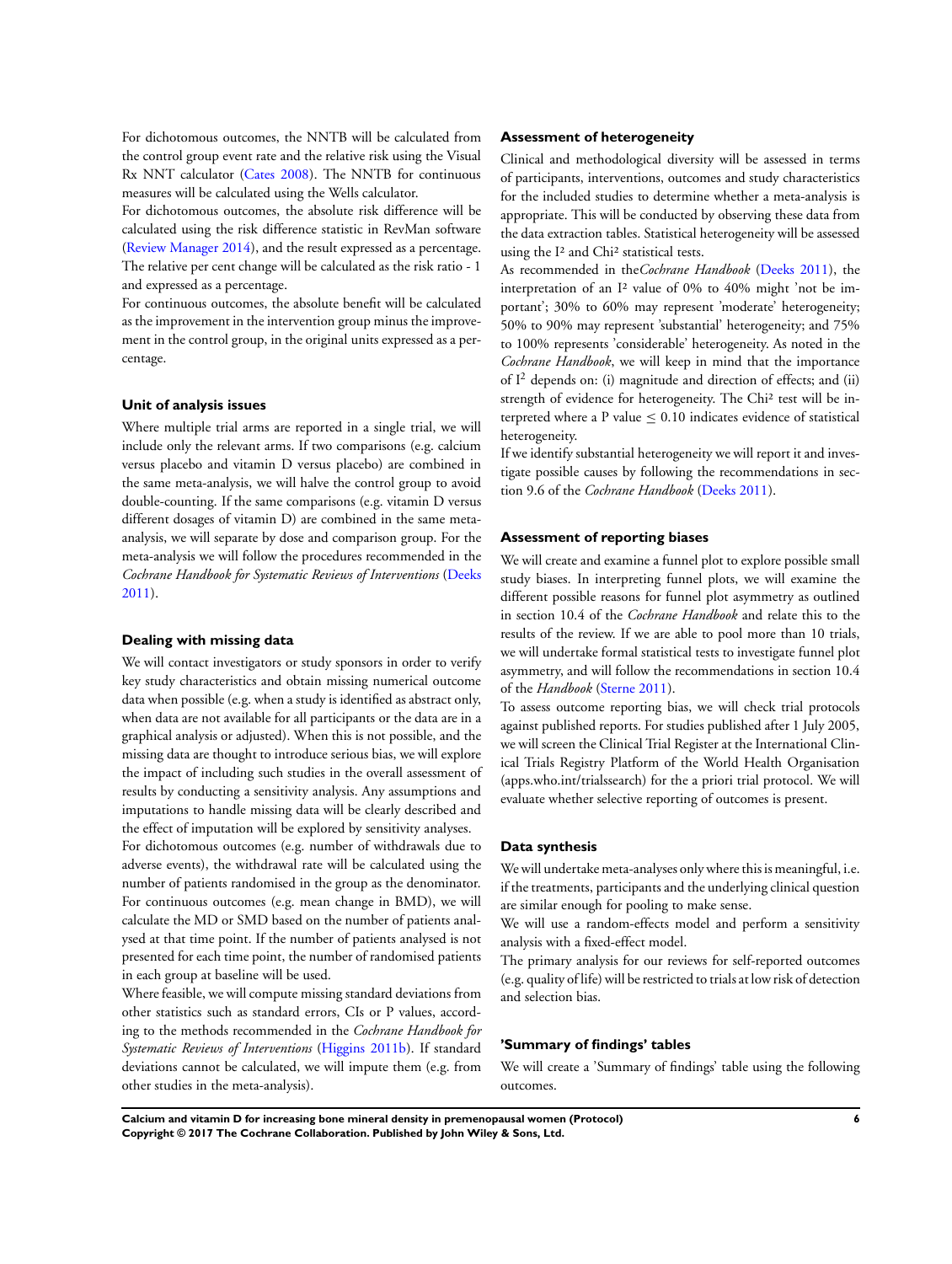For dichotomous outcomes, the NNTB will be calculated from the control group event rate and the relative risk using the Visual Rx NNT calculator (Cates 2008). The NNTB for continuous measures will be calculated using the Wells calculator.

For dichotomous outcomes, the absolute risk difference will be calculated using the risk difference statistic in RevMan software (Review Manager 2014), and the result expressed as a percentage. The relative per cent change will be calculated as the risk ratio - 1 and expressed as a percentage.

For continuous outcomes, the absolute benefit will be calculated as the improvement in the intervention group minus the improvement in the control group, in the original units expressed as a percentage.

### Unit of analysis issues

Where multiple trial arms are reported in a single trial, we will include only the relevant arms. If two comparisons (e.g. calcium versus placebo and vitamin D versus placebo) are combined in the same meta-analysis, we will halve the control group to avoid double-counting. If the same comparisons (e.g. vitamin D versus different dosages of vitamin D) are combined in the same meta-analysis, we will separate by dose and comparison group. For the meta-analysis we will follow the procedures recommended in the *Cochrane Handbook for Systematic Reviews of Interventions* (Deeks 2011).

### Dealing with missing data

We will contact investigators or study sponsors in order to verify key study characteristics and obtain missing numerical outcome data when possible (e.g. when a study is identified as abstract only, when data are not available for all participants or the data are in a graphical analysis or adjusted). When this is not possible, and the missing data are thought to introduce serious bias, we will explore the impact of including such studies in the overall assessment of results by conducting a sensitivity analysis. Any assumptions and imputations to handle missing data will be clearly described and the effect of imputation will be explored by sensitivity analyses.

For dichotomous outcomes (e.g. number of withdrawals due to adverse events), the withdrawal rate will be calculated using the number of patients randomised in the group as the denominator. For continuous outcomes (e.g. mean change in BMD), we will calculate the MD or SMD based on the number of patients analysed at that time point. If the number of patients analysed is not presented for each time point, the number of randomised patients in each group at baseline will be used.

Where feasible, we will compute missing standard deviations from other statistics such as standard errors, CIs or P values, according to the methods recommended in the *Cochrane Handbook for Systematic Reviews of Interventions* (Higgins 2011b). If standard deviations cannot be calculated, we will impute them (e.g. from other studies in the meta-analysis).

### Assessment of heterogeneity

Clinical and methodological diversity will be assessed in terms of participants, interventions, outcomes and study characteristics for the included studies to determine whether a meta-analysis is appropriate. This will be conducted by observing these data from the data extraction tables. Statistical heterogeneity will be assessed using the $I^2$ and $Chi^2$ statistical tests.

As recommended in the *Cochrane Handbook* (Deeks 2011), the interpretation of an $I^2$ value of 0% to 40% might 'not be important'; 30% to 60% may represent 'moderate' heterogeneity; 50% to 90% may represent 'substantial' heterogeneity; and 75% to 100% represents 'considerable' heterogeneity. As noted in the *Cochrane Handbook*, we will keep in mind that the importance of $I^2$ depends on: (i) magnitude and direction of effects; and (ii) strength of evidence for heterogeneity. The $Chi^2$ test will be interpreted where a P value $\leq 0.10$ indicates evidence of statistical heterogeneity.

If we identify substantial heterogeneity we will report it and investigate possible causes by following the recommendations in section 9.6 of the *Cochrane Handbook* (Deeks 2011).

### Assessment of reporting biases

We will create and examine a funnel plot to explore possible small study biases. In interpreting funnel plots, we will examine the different possible reasons for funnel plot asymmetry as outlined in section 10.4 of the *Cochrane Handbook* and relate this to the results of the review. If we are able to pool more than 10 trials, we will undertake formal statistical tests to investigate funnel plot asymmetry, and will follow the recommendations in section 10.4 of the *Handbook* (Sterne 2011).

To assess outcome reporting bias, we will check trial protocols against published reports. For studies published after 1 July 2005, we will screen the Clinical Trial Register at the International Clinical Trials Registry Platform of the World Health Organisation (apps.who.int/trialssearch) for the a priori trial protocol. We will evaluate whether selective reporting of outcomes is present.

### Data synthesis

We will undertake meta-analyses only where this is meaningful, i.e. if the treatments, participants and the underlying clinical question are similar enough for pooling to make sense.

We will use a random-effects model and perform a sensitivity analysis with a fixed-effect model.

The primary analysis for our reviews for self-reported outcomes (e.g. quality of life) will be restricted to trials at low risk of detection and selection bias.

### 'Summary of findings' tables

We will create a 'Summary of findings' table using the following outcomes.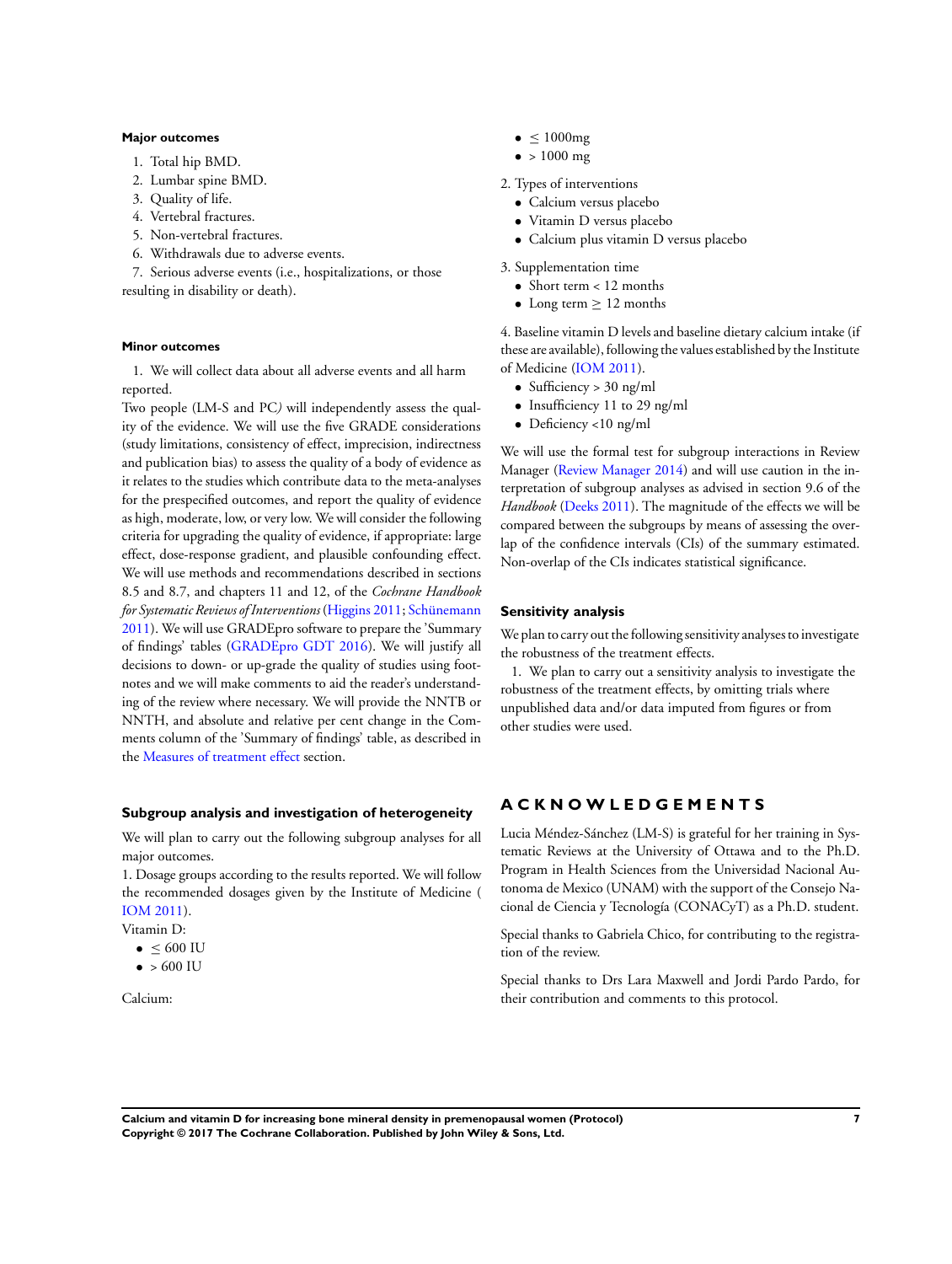### Major outcomes

1. Total hip BMD.
2. Lumbar spine BMD.
3. Quality of life.
4. Vertebral fractures.
5. Non-vertebral fractures.
6. Withdrawals due to adverse events.
7. Serious adverse events (i.e., hospitalizations, or those resulting in disability or death).

### Minor outcomes

1. We will collect data about all adverse events and all harm reported.

Two people (LM-S and PC) will independently assess the quality of the evidence. We will use the five GRADE considerations (study limitations, consistency of effect, imprecision, indirectness and publication bias) to assess the quality of a body of evidence as it relates to the studies which contribute data to the meta-analyses for the prespecified outcomes, and report the quality of evidence as high, moderate, low, or very low. We will consider the following criteria for upgrading the quality of evidence, if appropriate: large effect, dose-response gradient, and plausible confounding effect. We will use methods and recommendations described in sections 8.5 and 8.7, and chapters 11 and 12, of the *Cochrane Handbook for Systematic Reviews of Interventions* (Higgins 2011; Schünemann 2011). We will use GRADEpro software to prepare the 'Summary of findings' tables (GRADEpro GDT 2016). We will justify all decisions to down- or up-grade the quality of studies using footnotes and we will make comments to aid the reader's understanding of the review where necessary. We will provide the NNTB or NNTH, and absolute and relative per cent change in the Comments column of the 'Summary of findings' table, as described in the Measures of treatment effect section.

### Subgroup analysis and investigation of heterogeneity

We will plan to carry out the following subgroup analyses for all major outcomes.

1. Dosage groups according to the results reported. We will follow the recommended dosages given by the Institute of Medicine ( IOM 2011).

Vitamin D:

- $\leq$ 600 IU
- $>$ 600 IU

Calcium:

- $\leq$ 1000mg
- $>$ 1000 mg

2. Types of interventions
   - Calcium versus placebo
   - Vitamin D versus placebo
   - Calcium plus vitamin D versus placebo

3. Supplementation time
   - Short term < 12 months
   - Long term $\geq$ 12 months

4. Baseline vitamin D levels and baseline dietary calcium intake (if these are available), following the values established by the Institute of Medicine (IOM 2011).
   - Sufficiency > 30 ng/ml
   - Insufficiency 11 to 29 ng/ml
   - Deficiency <10 ng/ml

We will use the formal test for subgroup interactions in Review Manager (Review Manager 2014) and will use caution in the interpretation of subgroup analyses as advised in section 9.6 of the *Handbook* (Deeks 2011). The magnitude of the effects we will be compared between the subgroups by means of assessing the overlap of the confidence intervals (CIs) of the summary estimated. Non-overlap of the CIs indicates statistical significance.

### Sensitivity analysis

We plan to carry out the following sensitivity analyses to investigate the robustness of the treatment effects.

1. We plan to carry out a sensitivity analysis to investigate the robustness of the treatment effects, by omitting trials where unpublished data and/or data imputed from figures or from other studies were used.

## ACKNOWLEDGEMENTS

Lucia Méndez-Sánchez (LM-S) is grateful for her training in Systematic Reviews at the University of Ottawa and to the Ph.D. Program in Health Sciences from the Universidad Nacional Autonoma de Mexico (UNAM) with the support of the Consejo Nacional de Ciencia y Tecnología (CONACyT) as a Ph.D. student.

Special thanks to Gabriela Chico, for contributing to the registration of the review.

Special thanks to Drs Lara Maxwell and Jordi Pardo Pardo, for their contribution and comments to this protocol.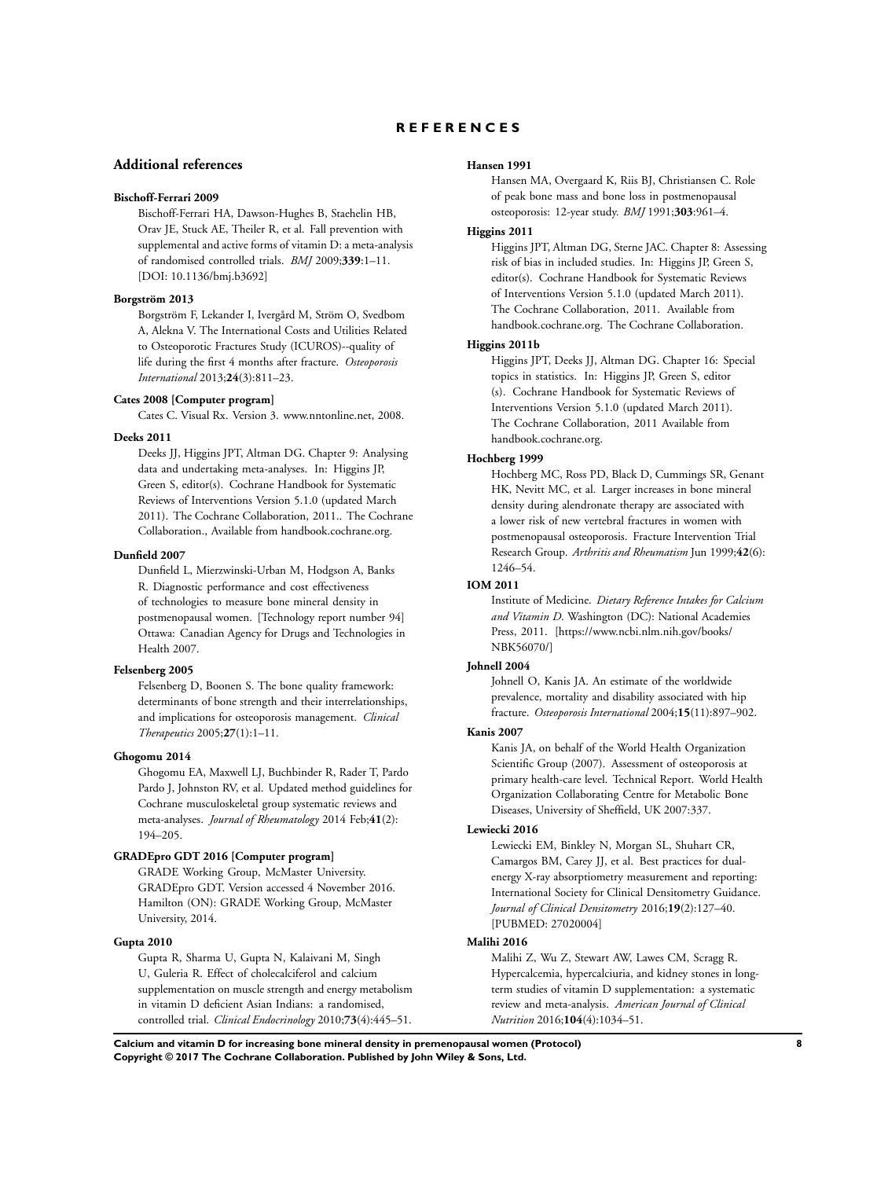# REFERENCES

## Additional references

**Bischoff-Ferrari 2009**

Bischoff-Ferrari HA, Dawson-Hughes B, Staehelin HB, Orav JE, Stuck AE, Theiler R, et al. Fall prevention with supplemental and active forms of vitamin D: a meta-analysis of randomised controlled trials. *BMJ* 2009;**339**:1–11. [DOI: 10.1136/bmj.b3692]

**Borgström 2013**

Borgström F, Lekander I, Ivergård M, Ström O, Svedbom A, Alekna V. The International Costs and Utilities Related to Osteoporotic Fractures Study (ICUROS)--quality of life during the first 4 months after fracture. *Osteoporosis International* 2013;**24**(3):811–23.

**Cates 2008 [Computer program]**

Cates C. Visual Rx. Version 3. www.nntonline.net, 2008.

**Deeks 2011**

Deeks JJ, Higgins JPT, Altman DG. Chapter 9: Analysing data and undertaking meta-analyses. In: Higgins JP, Green S, editor(s). Cochrane Handbook for Systematic Reviews of Interventions Version 5.1.0 (updated March 2011). The Cochrane Collaboration, 2011.. The Cochrane Collaboration., Available from handbook.cochrane.org.

**Dunfield 2007**

Dunfield L, Mierzwinski-Urban M, Hodgson A, Banks R. Diagnostic performance and cost effectiveness of technologies to measure bone mineral density in postmenopausal women. [Technology report number 94] Ottawa: Canadian Agency for Drugs and Technologies in Health 2007.

**Felsenberg 2005**

Felsenberg D, Boonen S. The bone quality framework: determinants of bone strength and their interrelationships, and implications for osteoporosis management. *Clinical Therapeutics* 2005;**27**(1):1–11.

**Ghogomu 2014**

Ghogomu EA, Maxwell LJ, Buchbinder R, Rader T, Pardo Pardo J, Johnston RV, et al. Updated method guidelines for Cochrane musculoskeletal group systematic reviews and meta-analyses. *Journal of Rheumatology* 2014 Feb;**41**(2): 194–205.

**GRADEpro GDT 2016 [Computer program]**

GRADE Working Group, McMaster University. GRADEpro GDT. Version accessed 4 November 2016. Hamilton (ON): GRADE Working Group, McMaster University, 2014.

**Gupta 2010**

Gupta R, Sharma U, Gupta N, Kalaivani M, Singh U, Guleria R. Effect of cholecalciferol and calcium supplementation on muscle strength and energy metabolism in vitamin D deficient Asian Indians: a randomised, controlled trial. *Clinical Endocrinology* 2010;**73**(4):445–51.

**Hansen 1991**

Hansen MA, Overgaard K, Riis BJ, Christiansen C. Role of peak bone mass and bone loss in postmenopausal osteoporosis: 12-year study. *BMJ* 1991;**303**:961–4.

**Higgins 2011**

Higgins JPT, Altman DG, Sterne JAC. Chapter 8: Assessing risk of bias in included studies. In: Higgins JP, Green S, editor(s). Cochrane Handbook for Systematic Reviews of Interventions Version 5.1.0 (updated March 2011). The Cochrane Collaboration, 2011. Available from handbook.cochrane.org. The Cochrane Collaboration.

**Higgins 2011b**

Higgins JPT, Deeks JJ, Altman DG. Chapter 16: Special topics in statistics. In: Higgins JP, Green S, editor (s). Cochrane Handbook for Systematic Reviews of Interventions Version 5.1.0 (updated March 2011). The Cochrane Collaboration, 2011 Available from handbook.cochrane.org.

**Hochberg 1999**

Hochberg MC, Ross PD, Black D, Cummings SR, Genant HK, Nevitt MC, et al. Larger increases in bone mineral density during alendronate therapy are associated with a lower risk of new vertebral fractures in women with postmenopausal osteoporosis. Fracture Intervention Trial Research Group. *Arthritis and Rheumatism* Jun 1999;**42**(6): 1246–54.

**IOM 2011**

Institute of Medicine. *Dietary Reference Intakes for Calcium and Vitamin D*. Washington (DC): National Academies Press, 2011. [https://www.ncbi.nlm.nih.gov/books/NBK56070/]

**Johnell 2004**

Johnell O, Kanis JA. An estimate of the worldwide prevalence, mortality and disability associated with hip fracture. *Osteoporosis International* 2004;**15**(11):897–902.

**Kanis 2007**

Kanis JA, on behalf of the World Health Organization Scientific Group (2007). Assessment of osteoporosis at primary health-care level. Technical Report. World Health Organization Collaborating Centre for Metabolic Bone Diseases, University of Sheffield, UK 2007:337.

**Lewiecki 2016**

Lewiecki EM, Binkley N, Morgan SL, Shuhart CR, Camargos BM, Carey JJ, et al. Best practices for dual-energy X-ray absorptiometry measurement and reporting: International Society for Clinical Densitometry Guidance. *Journal of Clinical Densitometry* 2016;**19**(2):127–40. [PUBMED: 27020004]

**Malihi 2016**

Malihi Z, Wu Z, Stewart AW, Lawes CM, Scragg R. Hypercalcemia, hypercalciuria, and kidney stones in long-term studies of vitamin D supplementation: a systematic review and meta-analysis. *American Journal of Clinical Nutrition* 2016;**104**(4):1034–51.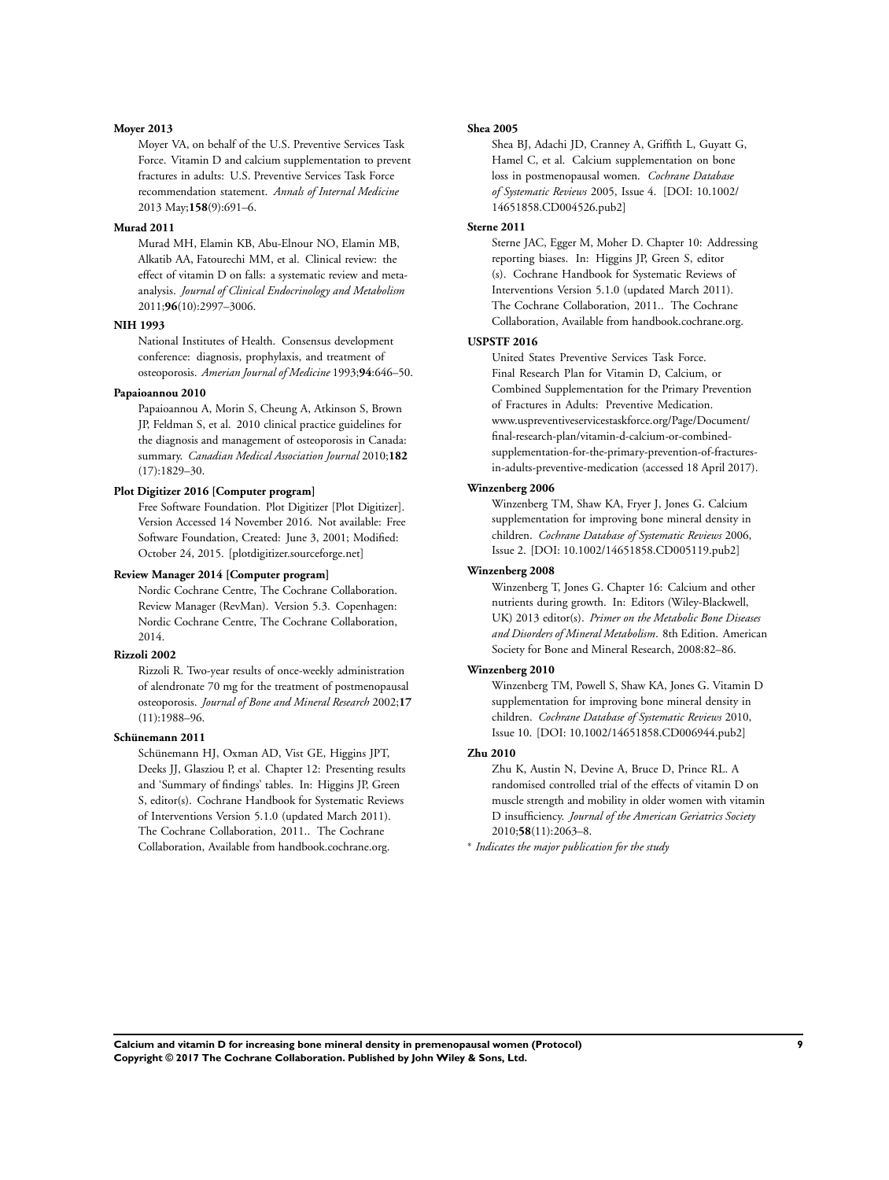**Moyer 2013**

Moyer VA, on behalf of the U.S. Preventive Services Task Force. Vitamin D and calcium supplementation to prevent fractures in adults: U.S. Preventive Services Task Force recommendation statement. *Annals of Internal Medicine* 2013 May;**158**(9):691–6.

**Murad 2011**

Murad MH, Elamin KB, Abu-Elnour NO, Elamin MB, Alkatib AA, Fatourechi MM, et al. Clinical review: the effect of vitamin D on falls: a systematic review and meta-analysis. *Journal of Clinical Endocrinology and Metabolism* 2011;**96**(10):2997–3006.

**NIH 1993**

National Institutes of Health. Consensus development conference: diagnosis, prophylaxis, and treatment of osteoporosis. *Amerian Journal of Medicine* 1993;**94**:646–50.

**Papaioannou 2010**

Papaioannou A, Morin S, Cheung A, Atkinson S, Brown JP, Feldman S, et al. 2010 clinical practice guidelines for the diagnosis and management of osteoporosis in Canada: summary. *Canadian Medical Association Journal* 2010;**182** (17):1829–30.

**Plot Digitizer 2016 [Computer program]**

Free Software Foundation. Plot Digitizer [Plot Digitizer]. Version Accessed 14 November 2016. Not available: Free Software Foundation, Created: June 3, 2001; Modified: October 24, 2015. [plotdigitizer.sourceforge.net]

**Review Manager 2014 [Computer program]**

Nordic Cochrane Centre, The Cochrane Collaboration. Review Manager (RevMan). Version 5.3. Copenhagen: Nordic Cochrane Centre, The Cochrane Collaboration, 2014.

**Rizzoli 2002**

Rizzoli R. Two-year results of once-weekly administration of alendronate 70 mg for the treatment of postmenopausal osteoporosis. *Journal of Bone and Mineral Research* 2002;**17** (11):1988–96.

**Schünemann 2011**

Schünemann HJ, Oxman AD, Vist GE, Higgins JPT, Deeks JJ, Glasziou P, et al. Chapter 12: Presenting results and 'Summary of findings' tables. In: Higgins JP, Green S, editor(s). Cochrane Handbook for Systematic Reviews of Interventions Version 5.1.0 (updated March 2011). The Cochrane Collaboration, 2011.. The Cochrane Collaboration, Available from handbook.cochrane.org.

**Shea 2005**

Shea BJ, Adachi JD, Cranney A, Griffith L, Guyatt G, Hamel C, et al. Calcium supplementation on bone loss in postmenopausal women. *Cochrane Database of Systematic Reviews* 2005, Issue 4. [DOI: 10.1002/14651858.CD004526.pub2]

**Sterne 2011**

Sterne JAC, Egger M, Moher D. Chapter 10: Addressing reporting biases. In: Higgins JP, Green S, editor (s). Cochrane Handbook for Systematic Reviews of Interventions Version 5.1.0 (updated March 2011). The Cochrane Collaboration, 2011.. The Cochrane Collaboration, Available from handbook.cochrane.org.

**USPSTF 2016**

United States Preventive Services Task Force. Final Research Plan for Vitamin D, Calcium, or Combined Supplementation for the Primary Prevention of Fractures in Adults: Preventive Medication. www.uspreventiveservicestaskforce.org/Page/Document/final-research-plan/vitamin-d-calcium-or-combined-supplementation-for-the-primary-prevention-of-fractures-in-adults-preventive-medication (accessed 18 April 2017).

**Winzenberg 2006**

Winzenberg TM, Shaw KA, Fryer J, Jones G. Calcium supplementation for improving bone mineral density in children. *Cochrane Database of Systematic Reviews* 2006, Issue 2. [DOI: 10.1002/14651858.CD005119.pub2]

**Winzenberg 2008**

Winzenberg T, Jones G. Chapter 16: Calcium and other nutrients during growth. In: Editors (Wiley-Blackwell, UK) 2013 editor(s). *Primer on the Metabolic Bone Diseases and Disorders of Mineral Metabolism*. 8th Edition. American Society for Bone and Mineral Research, 2008:82–86.

**Winzenberg 2010**

Winzenberg TM, Powell S, Shaw KA, Jones G. Vitamin D supplementation for improving bone mineral density in children. *Cochrane Database of Systematic Reviews* 2010, Issue 10. [DOI: 10.1002/14651858.CD006944.pub2]

**Zhu 2010**

Zhu K, Austin N, Devine A, Bruce D, Prince RL. A randomised controlled trial of the effects of vitamin D on muscle strength and mobility in older women with vitamin D insufficiency. *Journal of the American Geriatrics Society* 2010;**58**(11):2063–8.

∗ *Indicates the major publication for the study*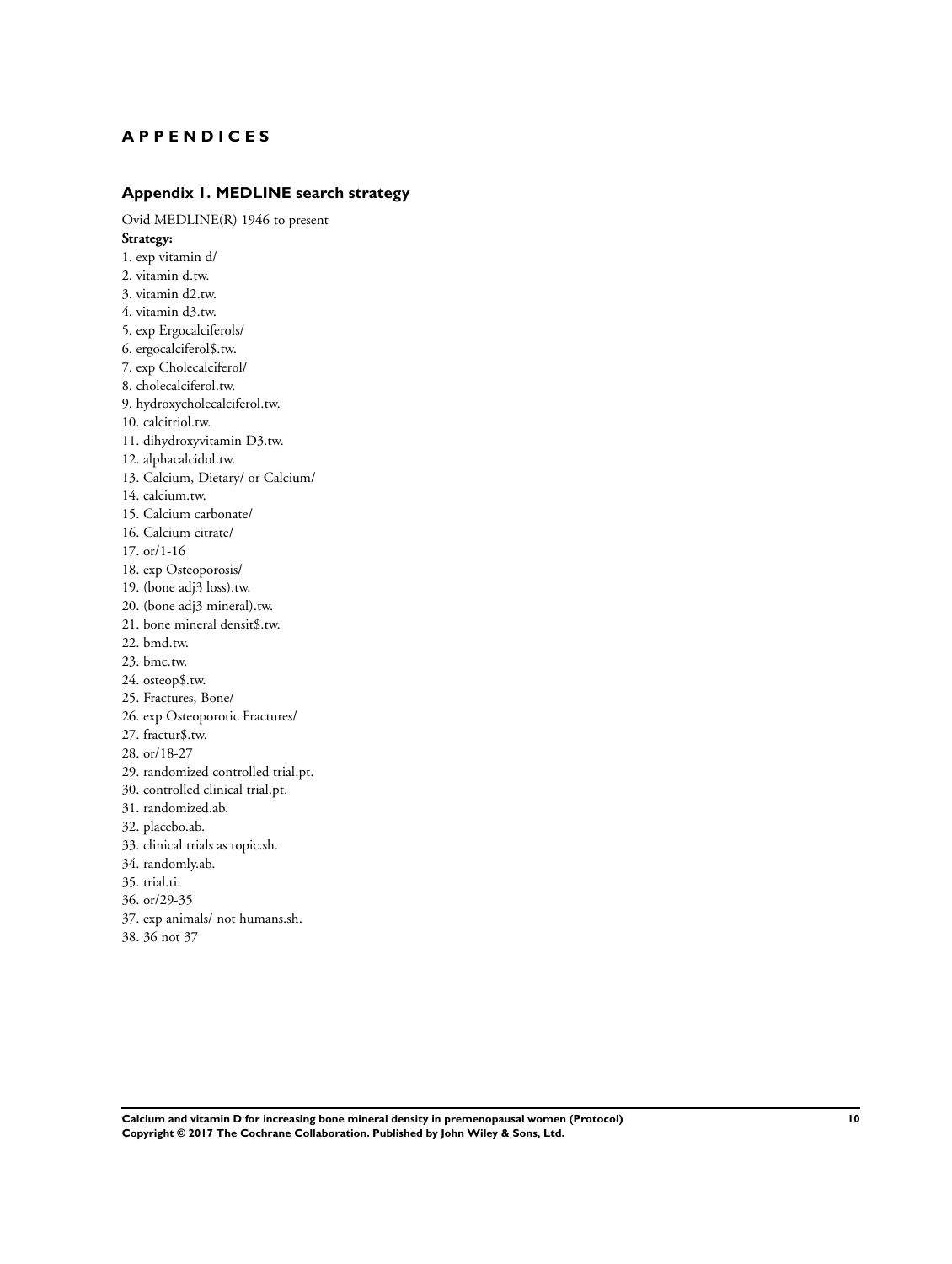# APPENDICES

## Appendix 1. MEDLINE search strategy

Ovid MEDLINE(R) 1946 to present

**Strategy:**

1. exp vitamin d/
2. vitamin d.tw.
3. vitamin d2.tw.
4. vitamin d3.tw.
5. exp Ergocalciferols/
6. ergocalciferol$.tw.
7. exp Cholecalciferol/
8. cholecalciferol.tw.
9. hydroxycholecalciferol.tw.
10. calcitriol.tw.
11. dihydroxyvitamin D3.tw.
12. alphacalcidol.tw.
13. Calcium, Dietary/ or Calcium/
14. calcium.tw.
15. Calcium carbonate/
16. Calcium citrate/
17. or/1-16
18. exp Osteoporosis/
19. (bone adj3 loss).tw.
20. (bone adj3 mineral).tw.
21. bone mineral densit$.tw.
22. bmd.tw.
23. bmc.tw.
24. osteop$.tw.
25. Fractures, Bone/
26. exp Osteoporotic Fractures/
27. fractur$.tw.
28. or/18-27
29. randomized controlled trial.pt.
30. controlled clinical trial.pt.
31. randomized.ab.
32. placebo.ab.
33. clinical trials as topic.sh.
34. randomly.ab.
35. trial.ti.
36. or/29-35
37. exp animals/ not humans.sh.
38. 36 not 37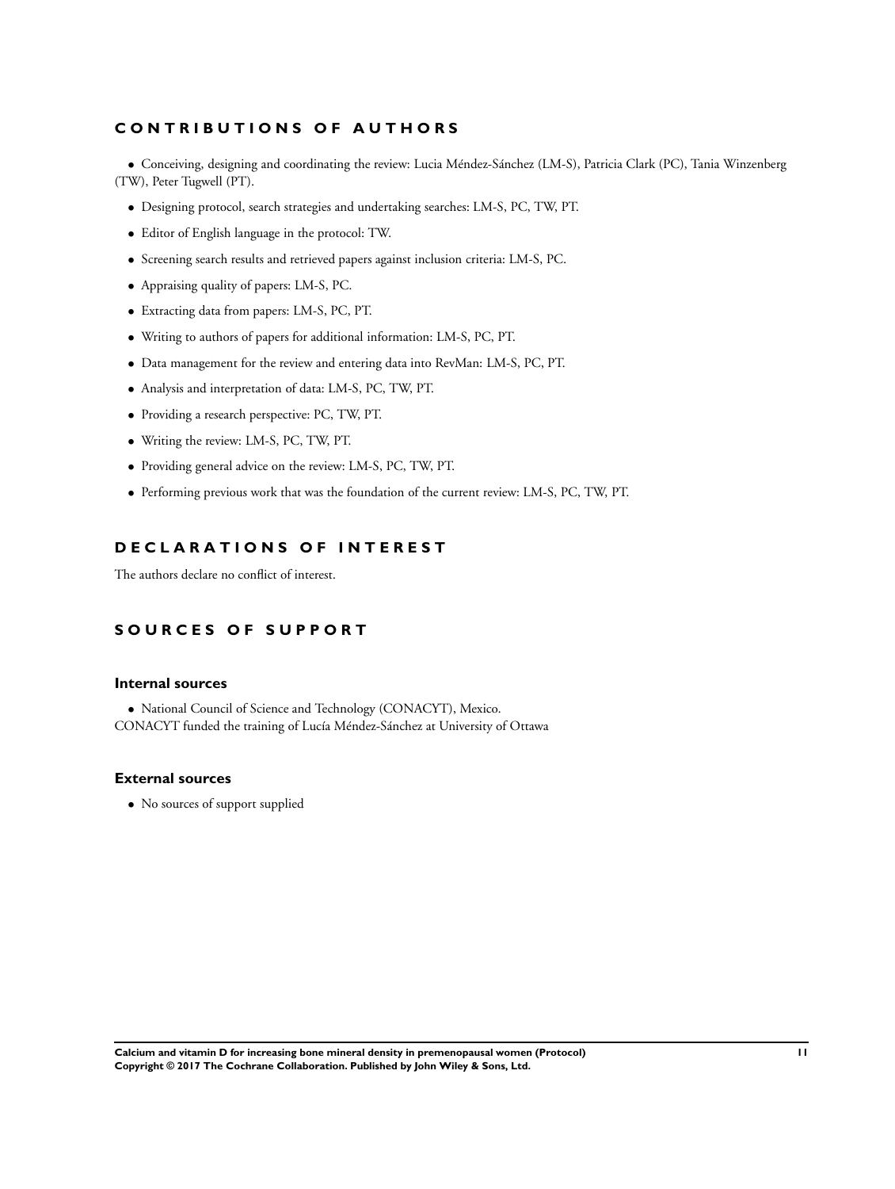## CONTRIBUTIONS OF AUTHORS

- Conceiving, designing and coordinating the review: Lucia Méndez-Sánchez (LM-S), Patricia Clark (PC), Tania Winzenberg (TW), Peter Tugwell (PT).
- Designing protocol, search strategies and undertaking searches: LM-S, PC, TW, PT.
- Editor of English language in the protocol: TW.
- Screening search results and retrieved papers against inclusion criteria: LM-S, PC.
- Appraising quality of papers: LM-S, PC.
- Extracting data from papers: LM-S, PC, PT.
- Writing to authors of papers for additional information: LM-S, PC, PT.
- Data management for the review and entering data into RevMan: LM-S, PC, PT.
- Analysis and interpretation of data: LM-S, PC, TW, PT.
- Providing a research perspective: PC, TW, PT.
- Writing the review: LM-S, PC, TW, PT.
- Providing general advice on the review: LM-S, PC, TW, PT.
- Performing previous work that was the foundation of the current review: LM-S, PC, TW, PT.

## DECLARATIONS OF INTEREST

The authors declare no conflict of interest.

## SOURCES OF SUPPORT

### Internal sources

- National Council of Science and Technology (CONACYT), Mexico.

CONACYT funded the training of Lucía Méndez-Sánchez at University of Ottawa

### External sources

- No sources of support supplied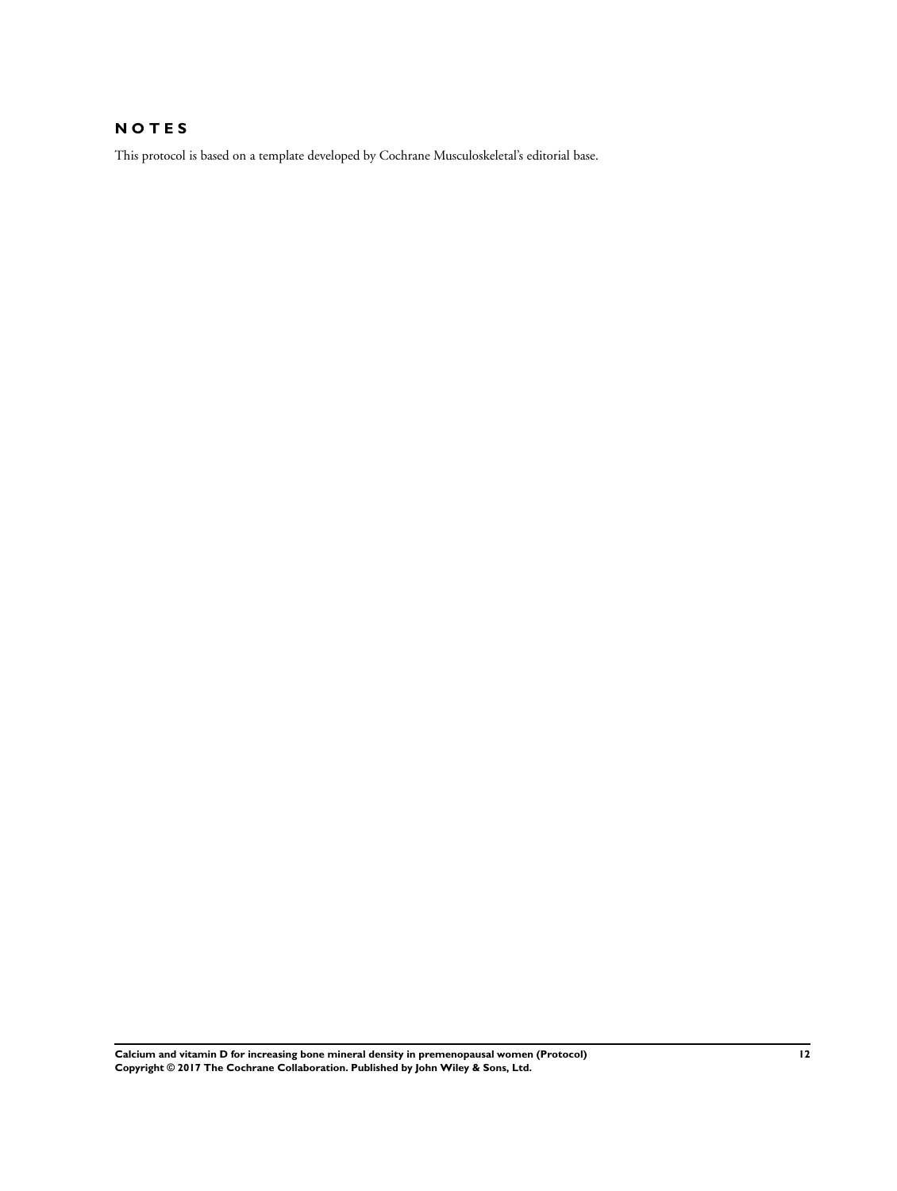## NOTES

This protocol is based on a template developed by Cochrane Musculoskeletal's editorial base.